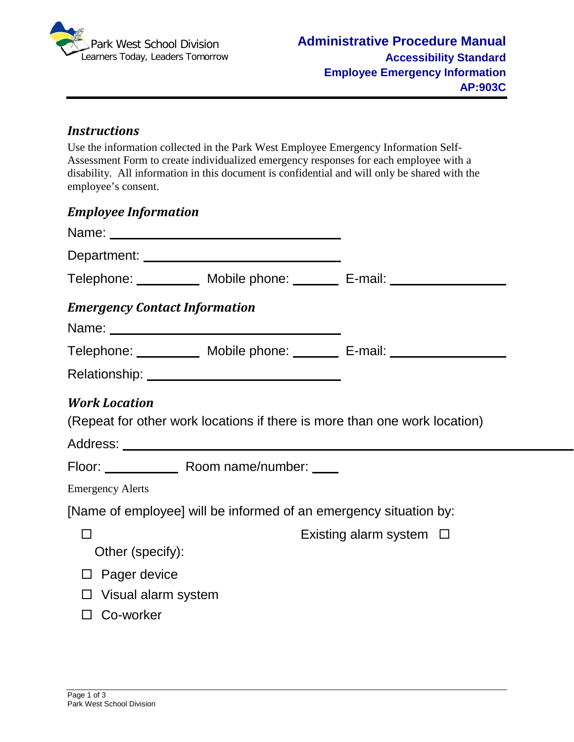Park West School Division
Learners Today, Leaders Tomorrow

**Administrative Procedure Manual**
**Accessibility Standard**
**Employee Emergency Information**
**AP:903C**

### *Instructions*

Use the information collected in the Park West Employee Emergency Information Self-Assessment Form to create individualized emergency responses for each employee with a disability. All information in this document is confidential and will only be shared with the employee's consent.

### *Employee Information*

Name: ______________________________

Department: __________________________

Telephone: ________ Mobile phone: ______ E-mail: ______________

### *Emergency Contact Information*

Name: ______________________________

Telephone: ________ Mobile phone: ______ E-mail: ______________

Relationship: _________________________

### *Work Location*

(Repeat for other work locations if there is more than one work location)

Address: ____________________________________________

Floor: _________ Room name/number: ___

Emergency Alerts

[Name of employee] will be informed of an emergency situation by:

- ☐ Existing alarm system
- ☐ Other (specify):
- ☐ Pager device
- ☐ Visual alarm system
- ☐ Co-worker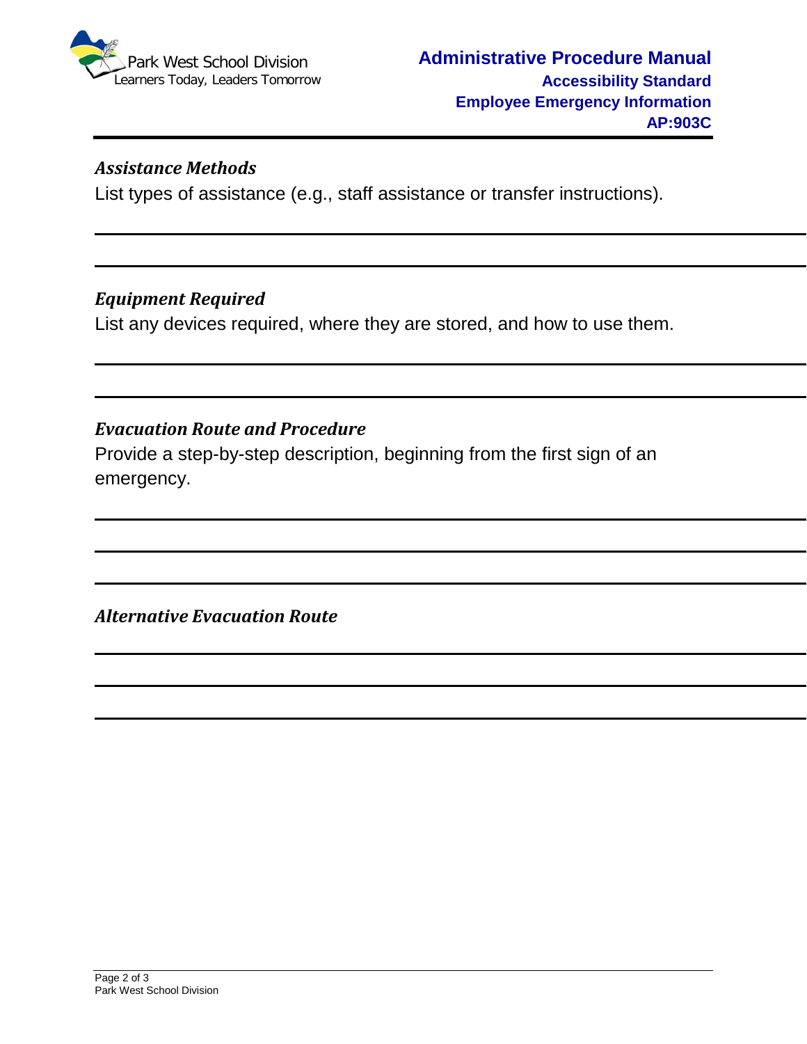### *Assistance Methods*

List types of assistance (e.g., staff assistance or transfer instructions).

---

---

### *Equipment Required*

List any devices required, where they are stored, and how to use them.

---

---

### *Evacuation Route and Procedure*

Provide a step-by-step description, beginning from the first sign of an emergency.

---

---

---

### *Alternative Evacuation Route*

---

---

---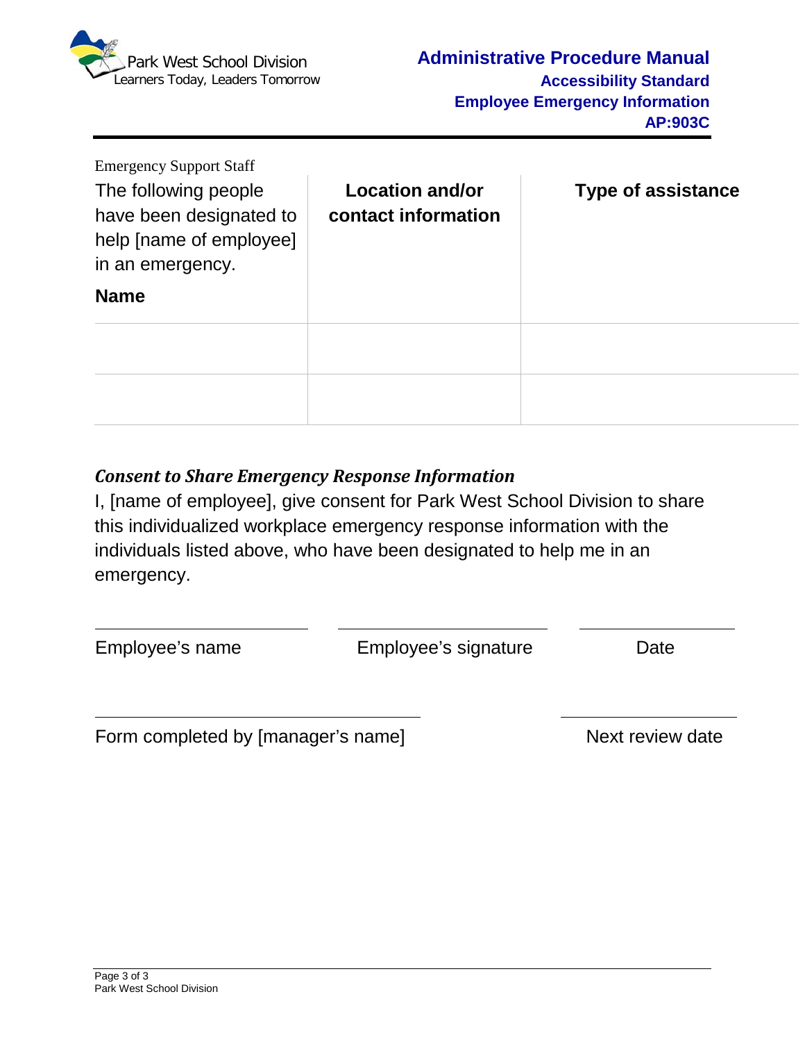Emergency Support Staff

| The following people have been designated to help [name of employee] in an emergency.<br><br>**Name** | **Location and/or contact information** | **Type of assistance** |
|---|---|---|
| | | |
| | | |

### *Consent to Share Emergency Response Information*

I, [name of employee], give consent for Park West School Division to share this individualized workplace emergency response information with the individuals listed above, who have been designated to help me in an emergency.

Employee's name ____________________

Employee's signature ____________________

Date ____________________

Form completed by [manager's name] ____________________

Next review date ____________________